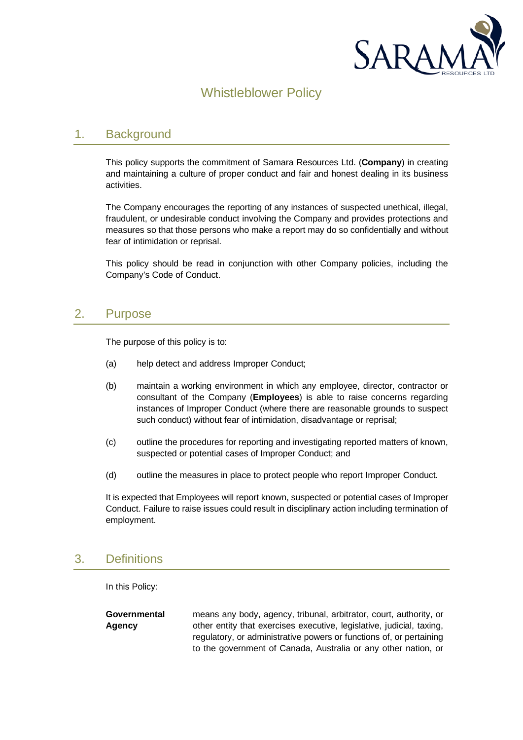# Whistleblower Policy

## 1. Background

This policy supports the commitment of Samara Resources Ltd. (**Company**) in creating and maintaining a culture of proper conduct and fair and honest dealing in its business activities.

The Company encourages the reporting of any instances of suspected unethical, illegal, fraudulent, or undesirable conduct involving the Company and provides protections and measures so that those persons who make a report may do so confidentially and without fear of intimidation or reprisal.

This policy should be read in conjunction with other Company policies, including the Company's Code of Conduct.

## 2. Purpose

The purpose of this policy is to:

(a) help detect and address Improper Conduct;

(b) maintain a working environment in which any employee, director, contractor or consultant of the Company (**Employees**) is able to raise concerns regarding instances of Improper Conduct (where there are reasonable grounds to suspect such conduct) without fear of intimidation, disadvantage or reprisal;

(c) outline the procedures for reporting and investigating reported matters of known, suspected or potential cases of Improper Conduct; and

(d) outline the measures in place to protect people who report Improper Conduct.

It is expected that Employees will report known, suspected or potential cases of Improper Conduct. Failure to raise issues could result in disciplinary action including termination of employment.

## 3. Definitions

In this Policy:

**Governmental Agency** means any body, agency, tribunal, arbitrator, court, authority, or other entity that exercises executive, legislative, judicial, taxing, regulatory, or administrative powers or functions of, or pertaining to the government of Canada, Australia or any other nation, or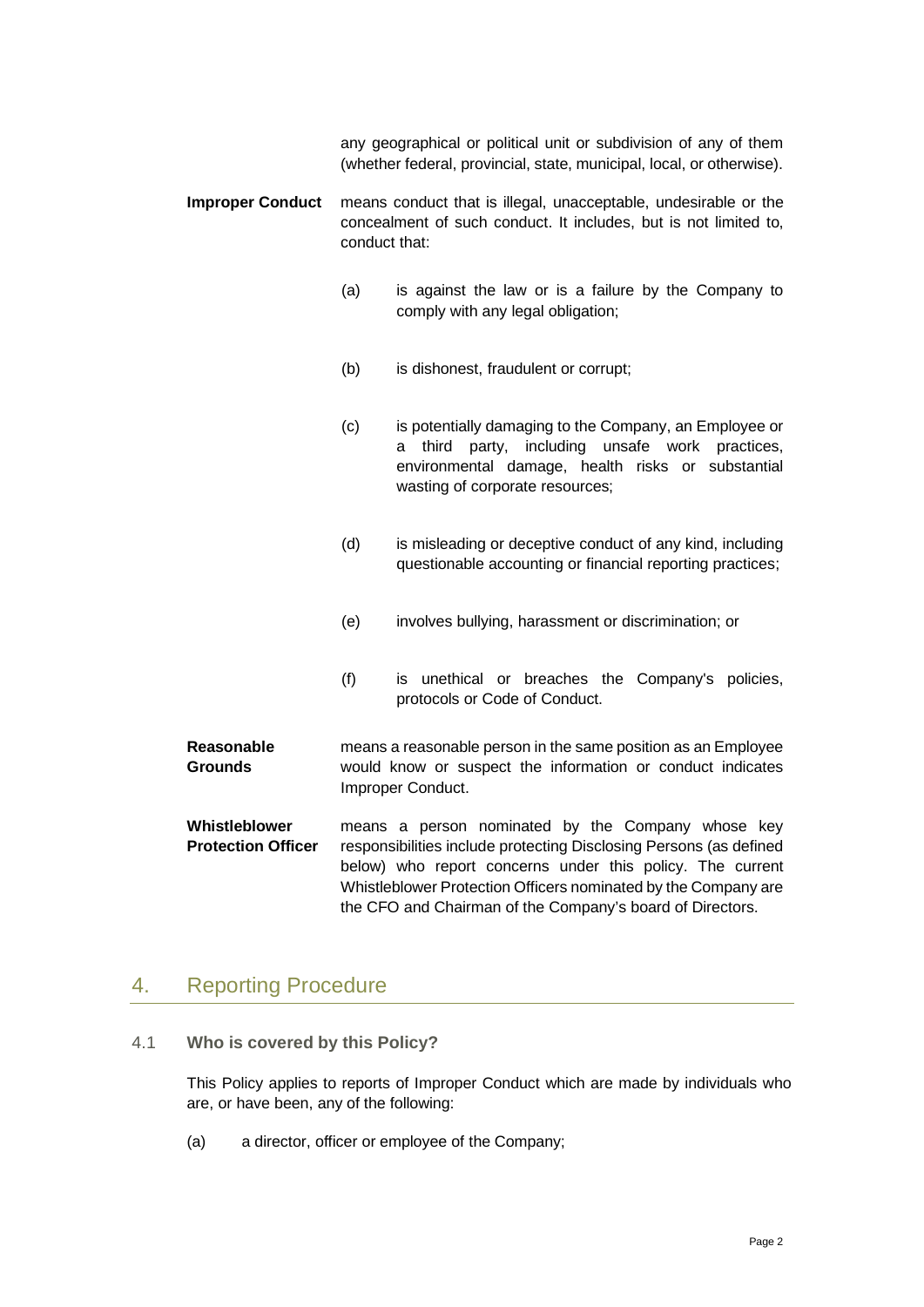any geographical or political unit or subdivision of any of them (whether federal, provincial, state, municipal, local, or otherwise).

**Improper Conduct** means conduct that is illegal, unacceptable, undesirable or the concealment of such conduct. It includes, but is not limited to, conduct that:

(a) is against the law or is a failure by the Company to comply with any legal obligation;

(b) is dishonest, fraudulent or corrupt;

(c) is potentially damaging to the Company, an Employee or a third party, including unsafe work practices, environmental damage, health risks or substantial wasting of corporate resources;

(d) is misleading or deceptive conduct of any kind, including questionable accounting or financial reporting practices;

(e) involves bullying, harassment or discrimination; or

(f) is unethical or breaches the Company's policies, protocols or Code of Conduct.

**Reasonable Grounds** means a reasonable person in the same position as an Employee would know or suspect the information or conduct indicates Improper Conduct.

**Whistleblower Protection Officer** means a person nominated by the Company whose key responsibilities include protecting Disclosing Persons (as defined below) who report concerns under this policy. The current Whistleblower Protection Officers nominated by the Company are the CFO and Chairman of the Company's board of Directors.

## 4. Reporting Procedure

### 4.1 Who is covered by this Policy?

This Policy applies to reports of Improper Conduct which are made by individuals who are, or have been, any of the following:

(a) a director, officer or employee of the Company;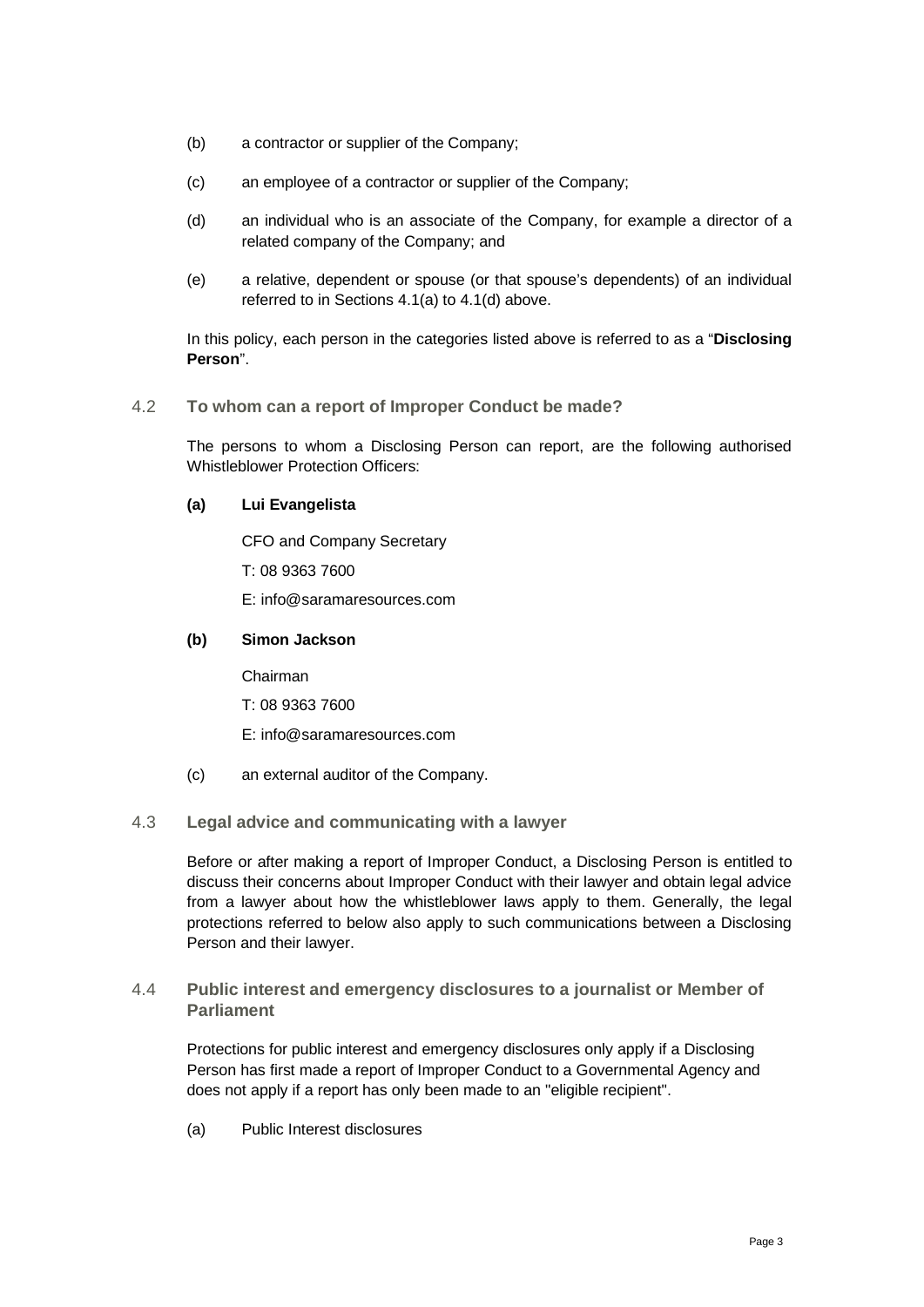(b) a contractor or supplier of the Company;

(c) an employee of a contractor or supplier of the Company;

(d) an individual who is an associate of the Company, for example a director of a related company of the Company; and

(e) a relative, dependent or spouse (or that spouse's dependents) of an individual referred to in Sections 4.1(a) to 4.1(d) above.

In this policy, each person in the categories listed above is referred to as a "**Disclosing Person**".

### 4.2 To whom can a report of Improper Conduct be made?

The persons to whom a Disclosing Person can report, are the following authorised Whistleblower Protection Officers:

**(a) Lui Evangelista**

CFO and Company Secretary

T: 08 9363 7600

E: info@saramaresources.com

**(b) Simon Jackson**

Chairman

T: 08 9363 7600

E: info@saramaresources.com

(c) an external auditor of the Company.

### 4.3 Legal advice and communicating with a lawyer

Before or after making a report of Improper Conduct, a Disclosing Person is entitled to discuss their concerns about Improper Conduct with their lawyer and obtain legal advice from a lawyer about how the whistleblower laws apply to them. Generally, the legal protections referred to below also apply to such communications between a Disclosing Person and their lawyer.

### 4.4 Public interest and emergency disclosures to a journalist or Member of Parliament

Protections for public interest and emergency disclosures only apply if a Disclosing Person has first made a report of Improper Conduct to a Governmental Agency and does not apply if a report has only been made to an "eligible recipient".

(a) Public Interest disclosures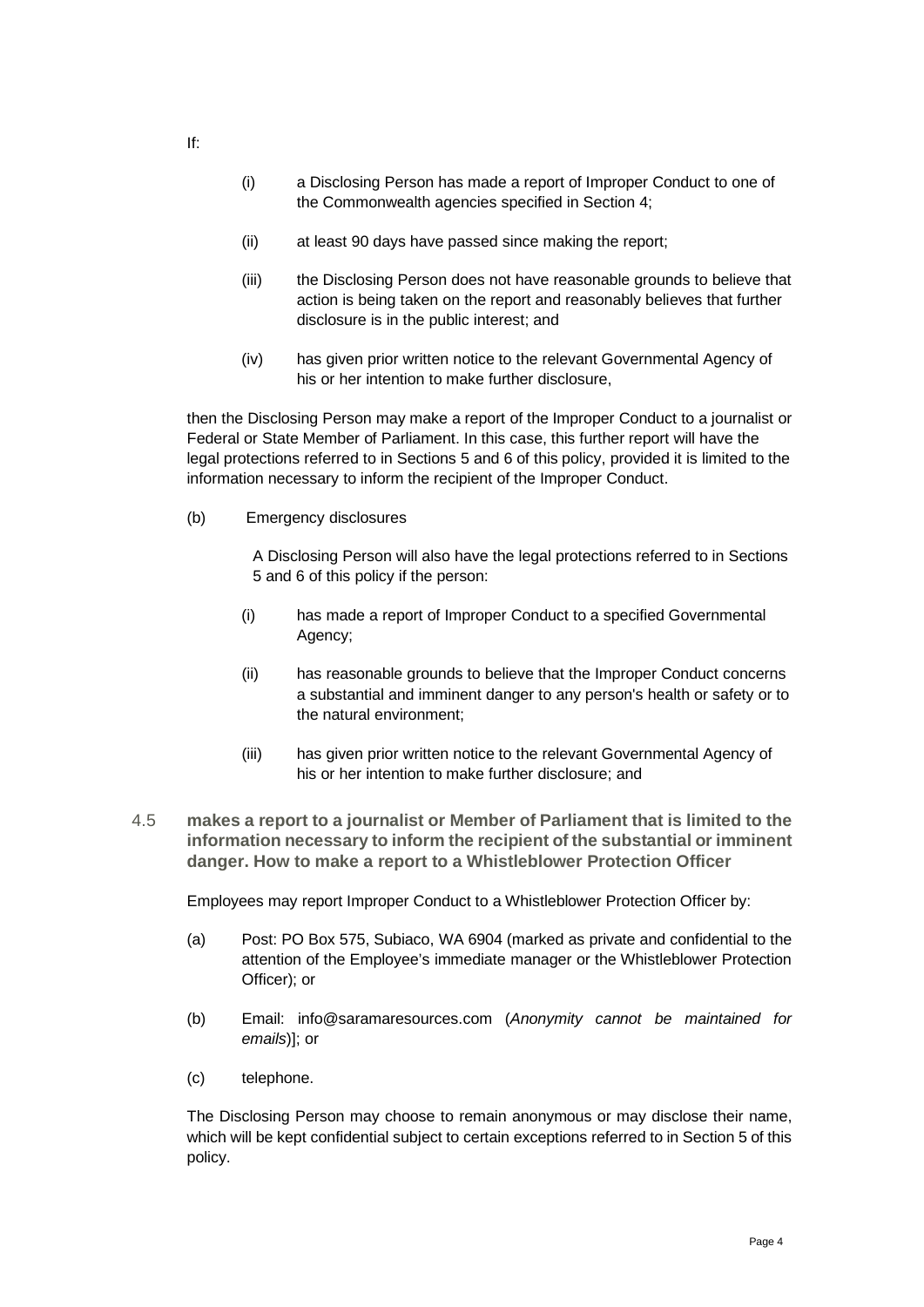If:

(i) a Disclosing Person has made a report of Improper Conduct to one of the Commonwealth agencies specified in Section 4;

(ii) at least 90 days have passed since making the report;

(iii) the Disclosing Person does not have reasonable grounds to believe that action is being taken on the report and reasonably believes that further disclosure is in the public interest; and

(iv) has given prior written notice to the relevant Governmental Agency of his or her intention to make further disclosure,

then the Disclosing Person may make a report of the Improper Conduct to a journalist or Federal or State Member of Parliament. In this case, this further report will have the legal protections referred to in Sections 5 and 6 of this policy, provided it is limited to the information necessary to inform the recipient of the Improper Conduct.

(b) Emergency disclosures

A Disclosing Person will also have the legal protections referred to in Sections 5 and 6 of this policy if the person:

(i) has made a report of Improper Conduct to a specified Governmental Agency;

(ii) has reasonable grounds to believe that the Improper Conduct concerns a substantial and imminent danger to any person's health or safety or to the natural environment;

(iii) has given prior written notice to the relevant Governmental Agency of his or her intention to make further disclosure; and

4.5 **makes a report to a journalist or Member of Parliament that is limited to the information necessary to inform the recipient of the substantial or imminent danger. How to make a report to a Whistleblower Protection Officer**

Employees may report Improper Conduct to a Whistleblower Protection Officer by:

(a) Post: PO Box 575, Subiaco, WA 6904 (marked as private and confidential to the attention of the Employee's immediate manager or the Whistleblower Protection Officer); or

(b) Email: info@saramaresources.com (*Anonymity cannot be maintained for emails*)]; or

(c) telephone.

The Disclosing Person may choose to remain anonymous or may disclose their name, which will be kept confidential subject to certain exceptions referred to in Section 5 of this policy.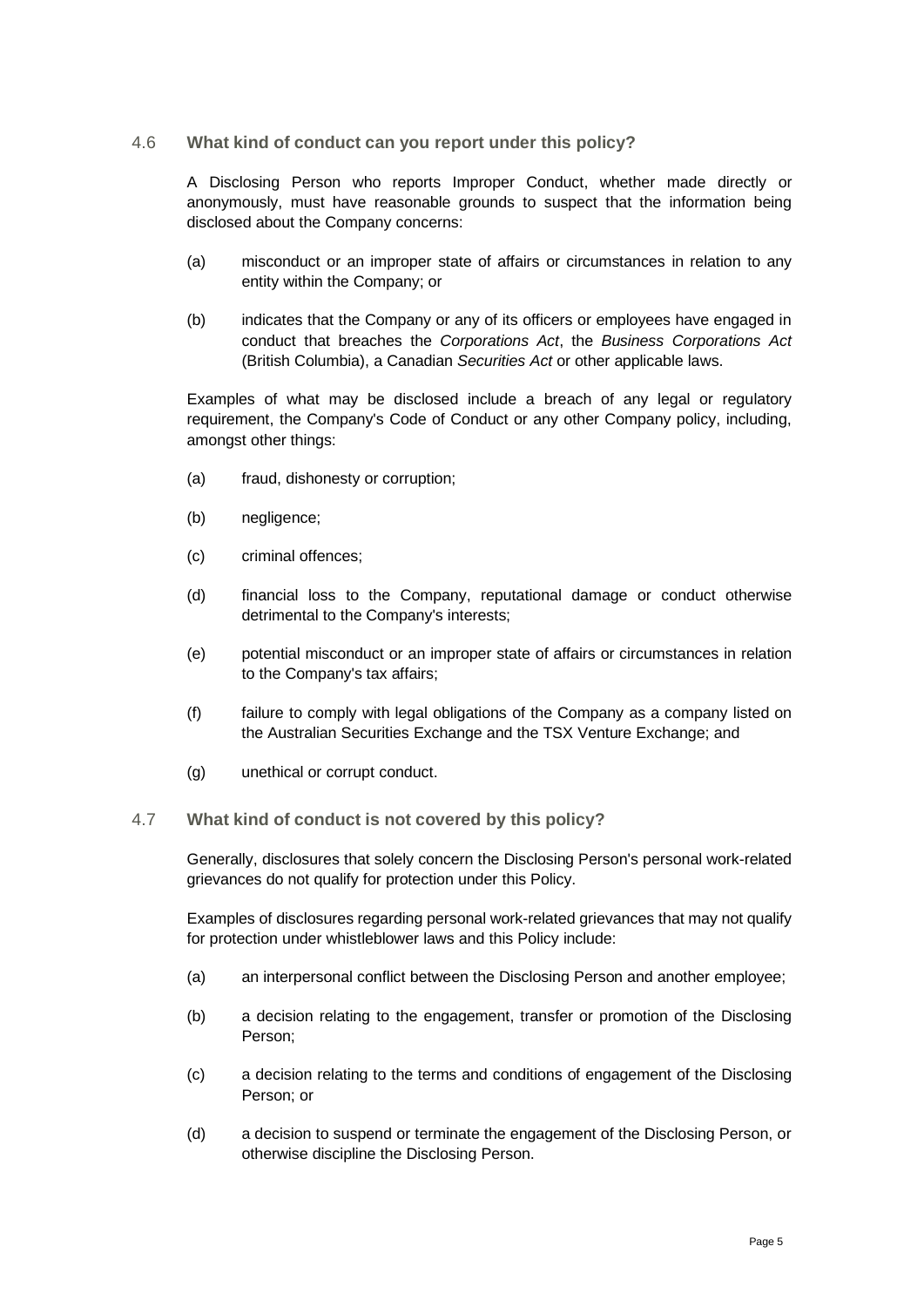## 4.6 What kind of conduct can you report under this policy?

A Disclosing Person who reports Improper Conduct, whether made directly or anonymously, must have reasonable grounds to suspect that the information being disclosed about the Company concerns:

(a) misconduct or an improper state of affairs or circumstances in relation to any entity within the Company; or

(b) indicates that the Company or any of its officers or employees have engaged in conduct that breaches the *Corporations Act*, the *Business Corporations Act* (British Columbia), a Canadian *Securities Act* or other applicable laws.

Examples of what may be disclosed include a breach of any legal or regulatory requirement, the Company's Code of Conduct or any other Company policy, including, amongst other things:

(a) fraud, dishonesty or corruption;

(b) negligence;

(c) criminal offences;

(d) financial loss to the Company, reputational damage or conduct otherwise detrimental to the Company's interests;

(e) potential misconduct or an improper state of affairs or circumstances in relation to the Company's tax affairs;

(f) failure to comply with legal obligations of the Company as a company listed on the Australian Securities Exchange and the TSX Venture Exchange; and

(g) unethical or corrupt conduct.

## 4.7 What kind of conduct is not covered by this policy?

Generally, disclosures that solely concern the Disclosing Person's personal work-related grievances do not qualify for protection under this Policy.

Examples of disclosures regarding personal work-related grievances that may not qualify for protection under whistleblower laws and this Policy include:

(a) an interpersonal conflict between the Disclosing Person and another employee;

(b) a decision relating to the engagement, transfer or promotion of the Disclosing Person;

(c) a decision relating to the terms and conditions of engagement of the Disclosing Person; or

(d) a decision to suspend or terminate the engagement of the Disclosing Person, or otherwise discipline the Disclosing Person.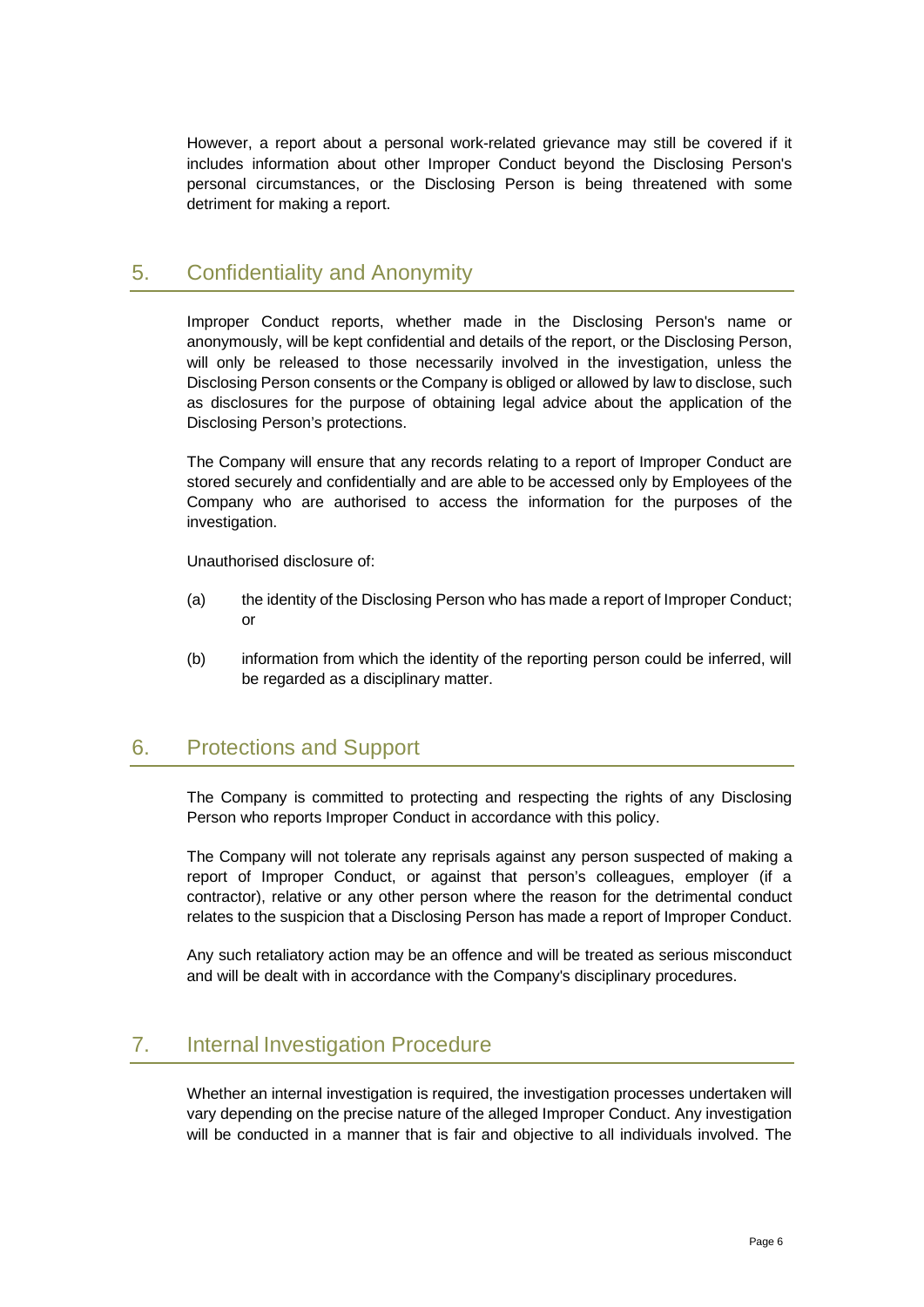However, a report about a personal work-related grievance may still be covered if it includes information about other Improper Conduct beyond the Disclosing Person's personal circumstances, or the Disclosing Person is being threatened with some detriment for making a report.

## 5. Confidentiality and Anonymity

Improper Conduct reports, whether made in the Disclosing Person's name or anonymously, will be kept confidential and details of the report, or the Disclosing Person, will only be released to those necessarily involved in the investigation, unless the Disclosing Person consents or the Company is obliged or allowed by law to disclose, such as disclosures for the purpose of obtaining legal advice about the application of the Disclosing Person's protections.

The Company will ensure that any records relating to a report of Improper Conduct are stored securely and confidentially and are able to be accessed only by Employees of the Company who are authorised to access the information for the purposes of the investigation.

Unauthorised disclosure of:

(a) the identity of the Disclosing Person who has made a report of Improper Conduct; or

(b) information from which the identity of the reporting person could be inferred, will be regarded as a disciplinary matter.

## 6. Protections and Support

The Company is committed to protecting and respecting the rights of any Disclosing Person who reports Improper Conduct in accordance with this policy.

The Company will not tolerate any reprisals against any person suspected of making a report of Improper Conduct, or against that person's colleagues, employer (if a contractor), relative or any other person where the reason for the detrimental conduct relates to the suspicion that a Disclosing Person has made a report of Improper Conduct.

Any such retaliatory action may be an offence and will be treated as serious misconduct and will be dealt with in accordance with the Company's disciplinary procedures.

## 7. Internal Investigation Procedure

Whether an internal investigation is required, the investigation processes undertaken will vary depending on the precise nature of the alleged Improper Conduct. Any investigation will be conducted in a manner that is fair and objective to all individuals involved. The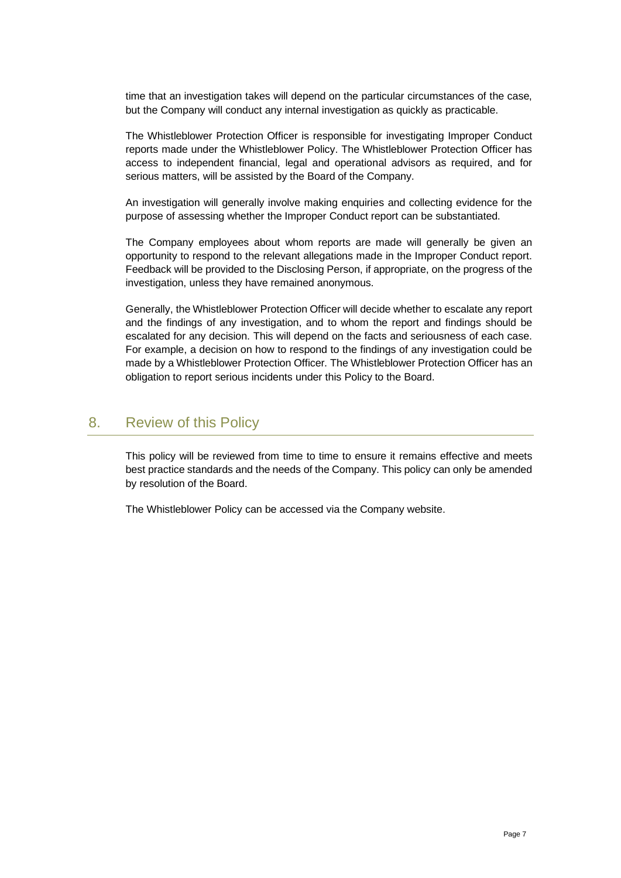time that an investigation takes will depend on the particular circumstances of the case, but the Company will conduct any internal investigation as quickly as practicable.

The Whistleblower Protection Officer is responsible for investigating Improper Conduct reports made under the Whistleblower Policy. The Whistleblower Protection Officer has access to independent financial, legal and operational advisors as required, and for serious matters, will be assisted by the Board of the Company.

An investigation will generally involve making enquiries and collecting evidence for the purpose of assessing whether the Improper Conduct report can be substantiated.

The Company employees about whom reports are made will generally be given an opportunity to respond to the relevant allegations made in the Improper Conduct report. Feedback will be provided to the Disclosing Person, if appropriate, on the progress of the investigation, unless they have remained anonymous.

Generally, the Whistleblower Protection Officer will decide whether to escalate any report and the findings of any investigation, and to whom the report and findings should be escalated for any decision. This will depend on the facts and seriousness of each case. For example, a decision on how to respond to the findings of any investigation could be made by a Whistleblower Protection Officer. The Whistleblower Protection Officer has an obligation to report serious incidents under this Policy to the Board.

## 8. Review of this Policy

This policy will be reviewed from time to time to ensure it remains effective and meets best practice standards and the needs of the Company. This policy can only be amended by resolution of the Board.

The Whistleblower Policy can be accessed via the Company website.